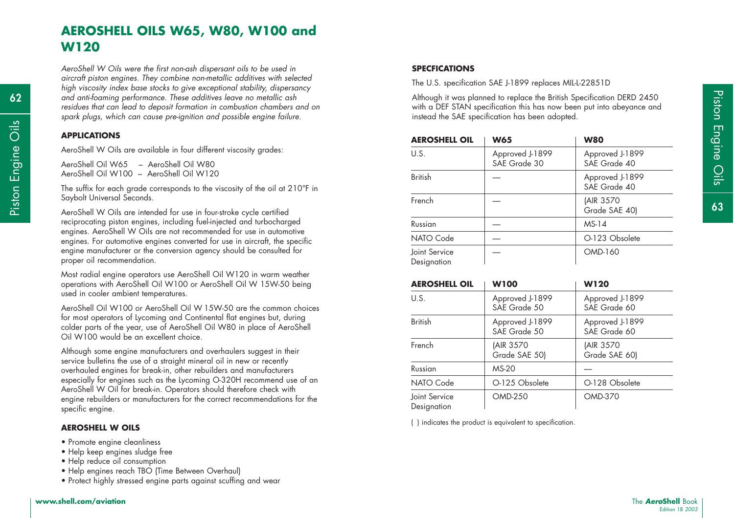# AEROSHELL OILS W65, W80, W100 and W120

*AeroShell W Oils were the first non-ash dispersant oils to be used in aircraft piston engines. They combine non-metallic additives with selected high viscosity index base stocks to give exceptional stability, dispersancy and anti-foaming performance. These additives leave no metallic ash residues that can lead to deposit formation in combustion chambers and on spark plugs, which can cause pre-ignition and possible engine failure.*

## APPLICATIONS

AeroShell W Oils are available in four different viscosity grades:

AeroShell Oil W65 – AeroShell Oil W80
AeroShell Oil W100 – AeroShell Oil W120

The suffix for each grade corresponds to the viscosity of the oil at 210°F in Saybolt Universal Seconds.

AeroShell W Oils are intended for use in four-stroke cycle certified reciprocating piston engines, including fuel-injected and turbocharged engines. AeroShell W Oils are not recommended for use in automotive engines. For automotive engines converted for use in aircraft, the specific engine manufacturer or the conversion agency should be consulted for proper oil recommendation.

Most radial engine operators use AeroShell Oil W120 in warm weather operations with AeroShell Oil W100 or AeroShell Oil W 15W-50 being used in cooler ambient temperatures.

AeroShell Oil W100 or AeroShell Oil W 15W-50 are the common choices for most operators of Lycoming and Continental flat engines but, during colder parts of the year, use of AeroShell Oil W80 in place of AeroShell Oil W100 would be an excellent choice.

Although some engine manufacturers and overhaulers suggest in their service bulletins the use of a straight mineral oil in new or recently overhauled engines for break-in, other rebuilders and manufacturers especially for engines such as the Lycoming O-320H recommend use of an AeroShell W Oil for break-in. Operators should therefore check with engine rebuilders or manufacturers for the correct recommendations for the specific engine.

## AEROSHELL W OILS

- Promote engine cleanliness
- Help keep engines sludge free
- Help reduce oil consumption
- Help engines reach TBO (Time Between Overhaul)
- Protect highly stressed engine parts against scuffing and wear

## SPECFICATIONS

The U.S. specification SAE J-1899 replaces MIL-L-22851D

Although it was planned to replace the British Specification DERD 2450 with a DEF STAN specification this has now been put into abeyance and instead the SAE specification has been adopted.

| AEROSHELL OIL | W65 | W80 |
|---|---|---|
| U.S. | Approved J-1899 SAE Grade 30 | Approved J-1899 SAE Grade 40 |
| British | — | Approved J-1899 SAE Grade 40 |
| French | — | (AIR 3570 Grade SAE 40) |
| Russian | — | MS-14 |
| NATO Code | — | O-123 Obsolete |
| Joint Service Designation | — | OMD-160 |

| AEROSHELL OIL | W100 | W120 |
|---|---|---|
| U.S. | Approved J-1899 SAE Grade 50 | Approved J-1899 SAE Grade 60 |
| British | Approved J-1899 SAE Grade 50 | Approved J-1899 SAE Grade 60 |
| French | (AIR 3570 Grade SAE 50) | (AIR 3570 Grade SAE 60) |
| Russian | MS-20 | — |
| NATO Code | O-125 Obsolete | O-128 Obsolete |
| Joint Service Designation | OMD-250 | OMD-370 |

( ) indicates the product is equivalent to specification.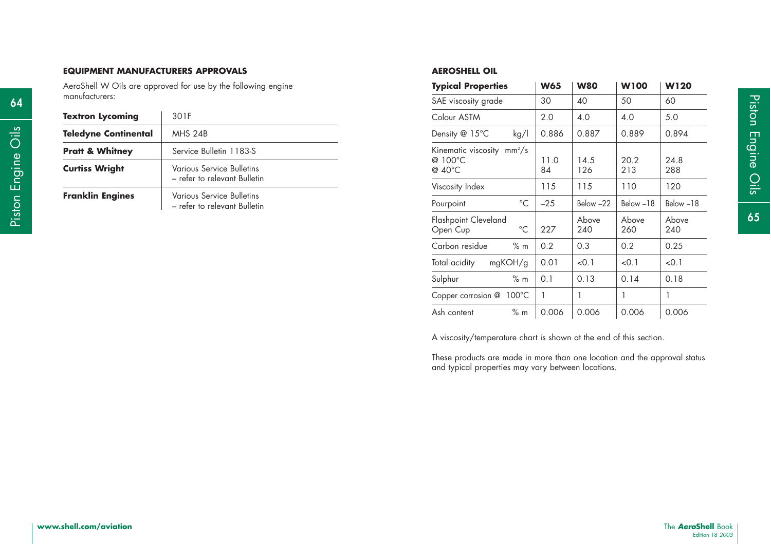## EQUIPMENT MANUFACTURERS APPROVALS

AeroShell W Oils are approved for use by the following engine manufacturers:

| | |
|---|---|
| **Textron Lycoming** | 301F |
| **Teledyne Continental** | MHS 24B |
| **Pratt & Whitney** | Service Bulletin 1183-S |
| **Curtiss Wright** | Various Service Bulletins – refer to relevant Bulletin |
| **Franklin Engines** | Various Service Bulletins – refer to relevant Bulletin |

## AEROSHELL OIL

| Typical Properties | W65 | W80 | W100 | W120 |
|---|---|---|---|---|
| SAE viscosity grade | 30 | 40 | 50 | 60 |
| Colour ASTM | 2.0 | 4.0 | 4.0 | 5.0 |
| Density @ 15°C kg/l | 0.886 | 0.887 | 0.889 | 0.894 |
| Kinematic viscosity mm²/s @ 100°C @ 40°C | 11.0 84 | 14.5 126 | 20.2 213 | 24.8 288 |
| Viscosity Index | 115 | 115 | 110 | 120 |
| Pourpoint °C | –25 | Below –22 | Below –18 | Below –18 |
| Flashpoint Cleveland Open Cup °C | 227 | Above 240 | Above 260 | Above 240 |
| Carbon residue % m | 0.2 | 0.3 | 0.2 | 0.25 |
| Total acidity mgKOH/g | 0.01 | <0.1 | <0.1 | <0.1 |
| Sulphur % m | 0.1 | 0.13 | 0.14 | 0.18 |
| Copper corrosion @ 100°C | 1 | 1 | 1 | 1 |
| Ash content % m | 0.006 | 0.006 | 0.006 | 0.006 |

A viscosity/temperature chart is shown at the end of this section.

These products are made in more than one location and the approval status and typical properties may vary between locations.